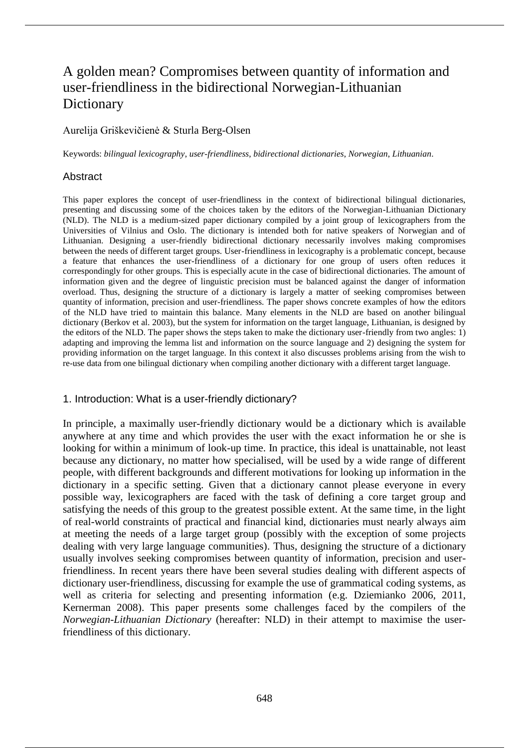# A golden mean? Compromises between quantity of information and user-friendliness in the bidirectional Norwegian-Lithuanian Dictionary

Aurelija Griškevičienė & Sturla Berg-Olsen

Keywords: *bilingual lexicography*, *user-friendliness*, *bidirectional dictionaries*, *Norwegian*, *Lithuanian*.

## Abstract

This paper explores the concept of user-friendliness in the context of bidirectional bilingual dictionaries, presenting and discussing some of the choices taken by the editors of the Norwegian-Lithuanian Dictionary (NLD). The NLD is a medium-sized paper dictionary compiled by a joint group of lexicographers from the Universities of Vilnius and Oslo. The dictionary is intended both for native speakers of Norwegian and of Lithuanian. Designing a user-friendly bidirectional dictionary necessarily involves making compromises between the needs of different target groups. User-friendliness in lexicography is a problematic concept, because a feature that enhances the user-friendliness of a dictionary for one group of users often reduces it correspondingly for other groups. This is especially acute in the case of bidirectional dictionaries. The amount of information given and the degree of linguistic precision must be balanced against the danger of information overload. Thus, designing the structure of a dictionary is largely a matter of seeking compromises between quantity of information, precision and user-friendliness. The paper shows concrete examples of how the editors of the NLD have tried to maintain this balance. Many elements in the NLD are based on another bilingual dictionary (Berkov et al. 2003), but the system for information on the target language, Lithuanian, is designed by the editors of the NLD. The paper shows the steps taken to make the dictionary user-friendly from two angles: 1) adapting and improving the lemma list and information on the source language and 2) designing the system for providing information on the target language. In this context it also discusses problems arising from the wish to re-use data from one bilingual dictionary when compiling another dictionary with a different target language.

## 1. Introduction: What is a user-friendly dictionary?

In principle, a maximally user-friendly dictionary would be a dictionary which is available anywhere at any time and which provides the user with the exact information he or she is looking for within a minimum of look-up time. In practice, this ideal is unattainable, not least because any dictionary, no matter how specialised, will be used by a wide range of different people, with different backgrounds and different motivations for looking up information in the dictionary in a specific setting. Given that a dictionary cannot please everyone in every possible way, lexicographers are faced with the task of defining a core target group and satisfying the needs of this group to the greatest possible extent. At the same time, in the light of real-world constraints of practical and financial kind, dictionaries must nearly always aim at meeting the needs of a large target group (possibly with the exception of some projects dealing with very large language communities). Thus, designing the structure of a dictionary usually involves seeking compromises between quantity of information, precision and user-friendliness. In recent years there have been several studies dealing with different aspects of dictionary user-friendliness, discussing for example the use of grammatical coding systems, as well as criteria for selecting and presenting information (e.g. Dziemianko 2006, 2011, Kernerman 2008). This paper presents some challenges faced by the compilers of the *Norwegian-Lithuanian Dictionary* (hereafter: NLD) in their attempt to maximise the user-friendliness of this dictionary.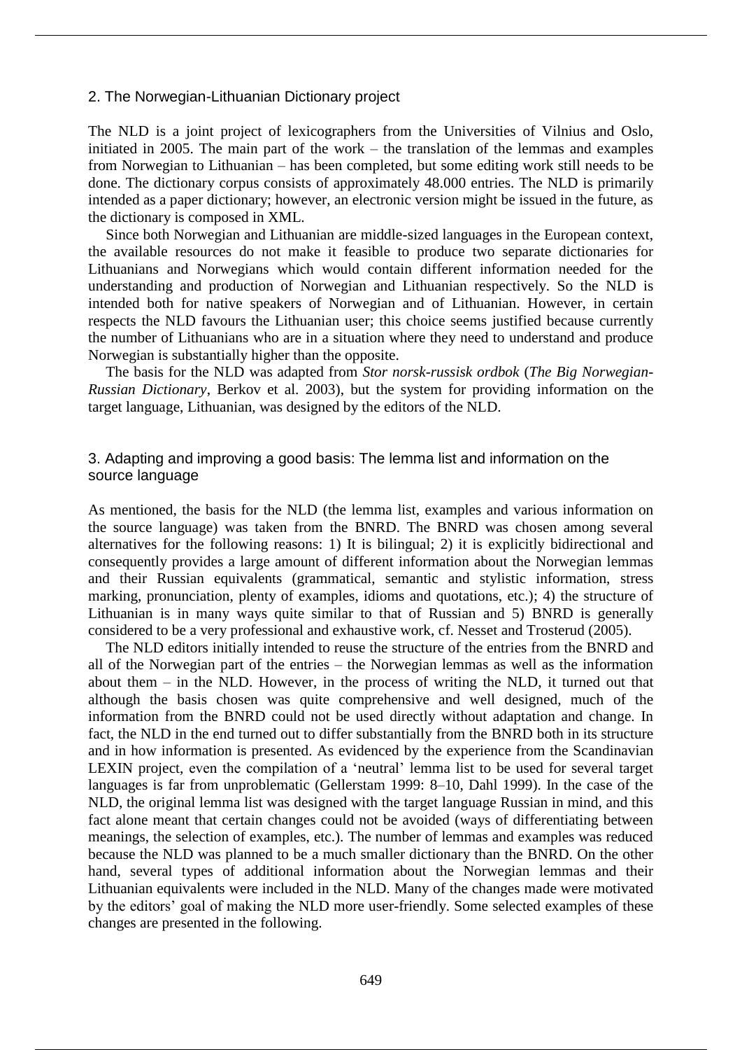## 2. The Norwegian-Lithuanian Dictionary project

The NLD is a joint project of lexicographers from the Universities of Vilnius and Oslo, initiated in 2005. The main part of the work – the translation of the lemmas and examples from Norwegian to Lithuanian – has been completed, but some editing work still needs to be done. The dictionary corpus consists of approximately 48.000 entries. The NLD is primarily intended as a paper dictionary; however, an electronic version might be issued in the future, as the dictionary is composed in XML.

Since both Norwegian and Lithuanian are middle-sized languages in the European context, the available resources do not make it feasible to produce two separate dictionaries for Lithuanians and Norwegians which would contain different information needed for the understanding and production of Norwegian and Lithuanian respectively. So the NLD is intended both for native speakers of Norwegian and of Lithuanian. However, in certain respects the NLD favours the Lithuanian user; this choice seems justified because currently the number of Lithuanians who are in a situation where they need to understand and produce Norwegian is substantially higher than the opposite.

The basis for the NLD was adapted from *Stor norsk-russisk ordbok* (*The Big Norwegian-Russian Dictionary*, Berkov et al. 2003), but the system for providing information on the target language, Lithuanian, was designed by the editors of the NLD.

## 3. Adapting and improving a good basis: The lemma list and information on the source language

As mentioned, the basis for the NLD (the lemma list, examples and various information on the source language) was taken from the BNRD. The BNRD was chosen among several alternatives for the following reasons: 1) It is bilingual; 2) it is explicitly bidirectional and consequently provides a large amount of different information about the Norwegian lemmas and their Russian equivalents (grammatical, semantic and stylistic information, stress marking, pronunciation, plenty of examples, idioms and quotations, etc.); 4) the structure of Lithuanian is in many ways quite similar to that of Russian and 5) BNRD is generally considered to be a very professional and exhaustive work, cf. Nesset and Trosterud (2005).

The NLD editors initially intended to reuse the structure of the entries from the BNRD and all of the Norwegian part of the entries – the Norwegian lemmas as well as the information about them – in the NLD. However, in the process of writing the NLD, it turned out that although the basis chosen was quite comprehensive and well designed, much of the information from the BNRD could not be used directly without adaptation and change. In fact, the NLD in the end turned out to differ substantially from the BNRD both in its structure and in how information is presented. As evidenced by the experience from the Scandinavian LEXIN project, even the compilation of a 'neutral' lemma list to be used for several target languages is far from unproblematic (Gellerstam 1999: 8–10, Dahl 1999). In the case of the NLD, the original lemma list was designed with the target language Russian in mind, and this fact alone meant that certain changes could not be avoided (ways of differentiating between meanings, the selection of examples, etc.). The number of lemmas and examples was reduced because the NLD was planned to be a much smaller dictionary than the BNRD. On the other hand, several types of additional information about the Norwegian lemmas and their Lithuanian equivalents were included in the NLD. Many of the changes made were motivated by the editors' goal of making the NLD more user-friendly. Some selected examples of these changes are presented in the following.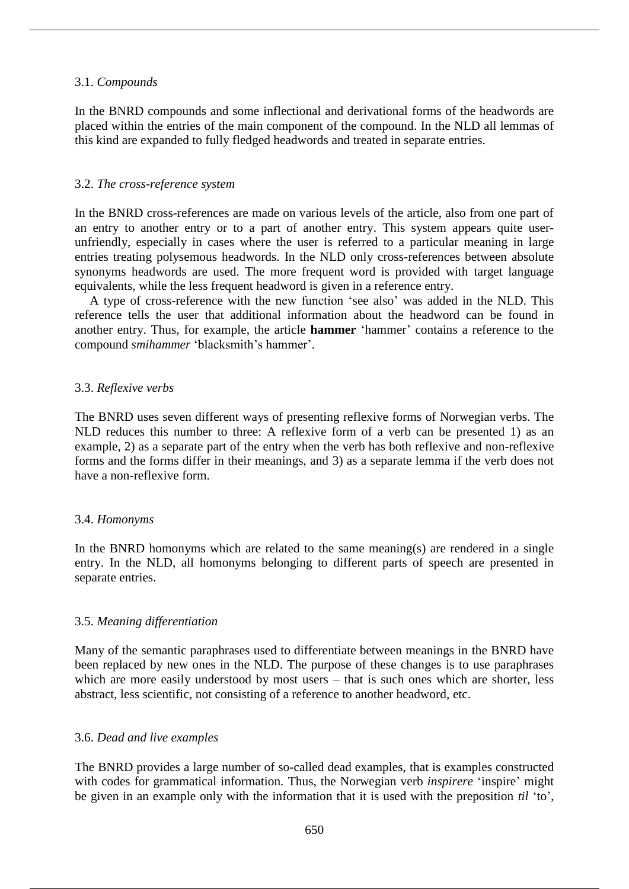### 3.1. *Compounds*

In the BNRD compounds and some inflectional and derivational forms of the headwords are placed within the entries of the main component of the compound. In the NLD all lemmas of this kind are expanded to fully fledged headwords and treated in separate entries.

### 3.2. *The cross-reference system*

In the BNRD cross-references are made on various levels of the article, also from one part of an entry to another entry or to a part of another entry. This system appears quite user-unfriendly, especially in cases where the user is referred to a particular meaning in large entries treating polysemous headwords. In the NLD only cross-references between absolute synonyms headwords are used. The more frequent word is provided with target language equivalents, while the less frequent headword is given in a reference entry.

A type of cross-reference with the new function 'see also' was added in the NLD. This reference tells the user that additional information about the headword can be found in another entry. Thus, for example, the article **hammer** 'hammer' contains a reference to the compound *smihammer* 'blacksmith's hammer'.

### 3.3. *Reflexive verbs*

The BNRD uses seven different ways of presenting reflexive forms of Norwegian verbs. The NLD reduces this number to three: A reflexive form of a verb can be presented 1) as an example, 2) as a separate part of the entry when the verb has both reflexive and non-reflexive forms and the forms differ in their meanings, and 3) as a separate lemma if the verb does not have a non-reflexive form.

### 3.4. *Homonyms*

In the BNRD homonyms which are related to the same meaning(s) are rendered in a single entry. In the NLD, all homonyms belonging to different parts of speech are presented in separate entries.

### 3.5. *Meaning differentiation*

Many of the semantic paraphrases used to differentiate between meanings in the BNRD have been replaced by new ones in the NLD. The purpose of these changes is to use paraphrases which are more easily understood by most users – that is such ones which are shorter, less abstract, less scientific, not consisting of a reference to another headword, etc.

### 3.6. *Dead and live examples*

The BNRD provides a large number of so-called dead examples, that is examples constructed with codes for grammatical information. Thus, the Norwegian verb *inspirere* 'inspire' might be given in an example only with the information that it is used with the preposition *til* 'to',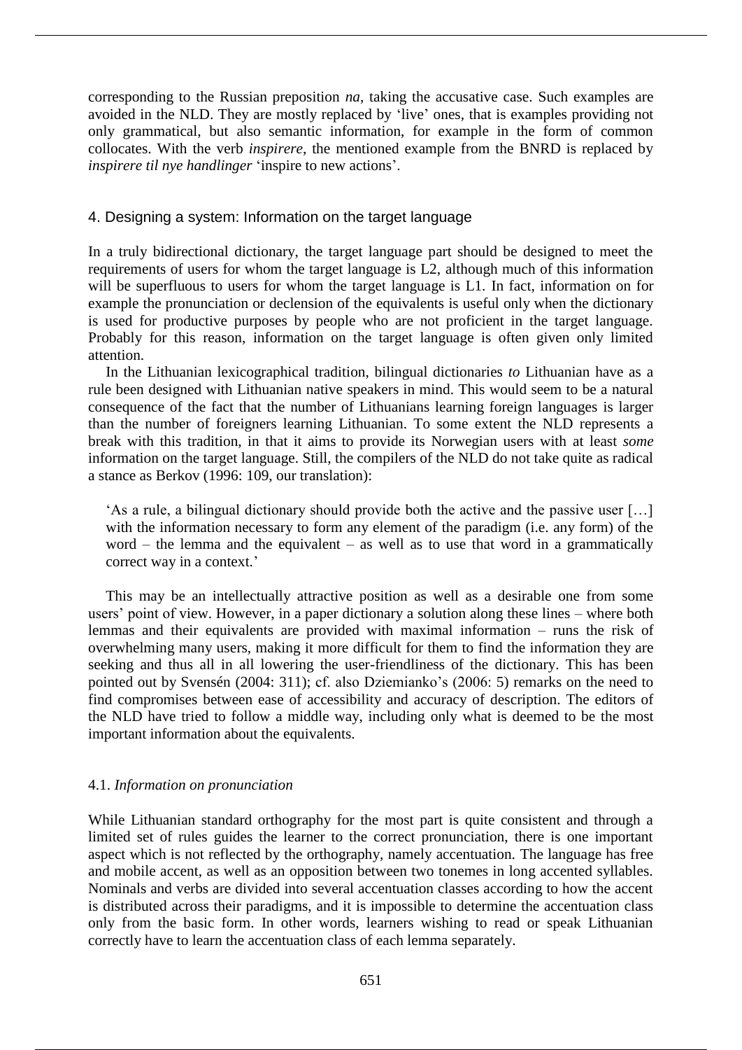corresponding to the Russian preposition *na*, taking the accusative case. Such examples are avoided in the NLD. They are mostly replaced by 'live' ones, that is examples providing not only grammatical, but also semantic information, for example in the form of common collocates. With the verb *inspirere*, the mentioned example from the BNRD is replaced by *inspirere til nye handlinger* 'inspire to new actions'.

## 4. Designing a system: Information on the target language

In a truly bidirectional dictionary, the target language part should be designed to meet the requirements of users for whom the target language is L2, although much of this information will be superfluous to users for whom the target language is L1. In fact, information on for example the pronunciation or declension of the equivalents is useful only when the dictionary is used for productive purposes by people who are not proficient in the target language. Probably for this reason, information on the target language is often given only limited attention.

In the Lithuanian lexicographical tradition, bilingual dictionaries *to* Lithuanian have as a rule been designed with Lithuanian native speakers in mind. This would seem to be a natural consequence of the fact that the number of Lithuanians learning foreign languages is larger than the number of foreigners learning Lithuanian. To some extent the NLD represents a break with this tradition, in that it aims to provide its Norwegian users with at least *some* information on the target language. Still, the compilers of the NLD do not take quite as radical a stance as Berkov (1996: 109, our translation):

> 'As a rule, a bilingual dictionary should provide both the active and the passive user […] with the information necessary to form any element of the paradigm (i.e. any form) of the word – the lemma and the equivalent – as well as to use that word in a grammatically correct way in a context.'

This may be an intellectually attractive position as well as a desirable one from some users' point of view. However, in a paper dictionary a solution along these lines – where both lemmas and their equivalents are provided with maximal information – runs the risk of overwhelming many users, making it more difficult for them to find the information they are seeking and thus all in all lowering the user-friendliness of the dictionary. This has been pointed out by Svensén (2004: 311); cf. also Dziemianko's (2006: 5) remarks on the need to find compromises between ease of accessibility and accuracy of description. The editors of the NLD have tried to follow a middle way, including only what is deemed to be the most important information about the equivalents.

### 4.1. *Information on pronunciation*

While Lithuanian standard orthography for the most part is quite consistent and through a limited set of rules guides the learner to the correct pronunciation, there is one important aspect which is not reflected by the orthography, namely accentuation. The language has free and mobile accent, as well as an opposition between two tonemes in long accented syllables. Nominals and verbs are divided into several accentuation classes according to how the accent is distributed across their paradigms, and it is impossible to determine the accentuation class only from the basic form. In other words, learners wishing to read or speak Lithuanian correctly have to learn the accentuation class of each lemma separately.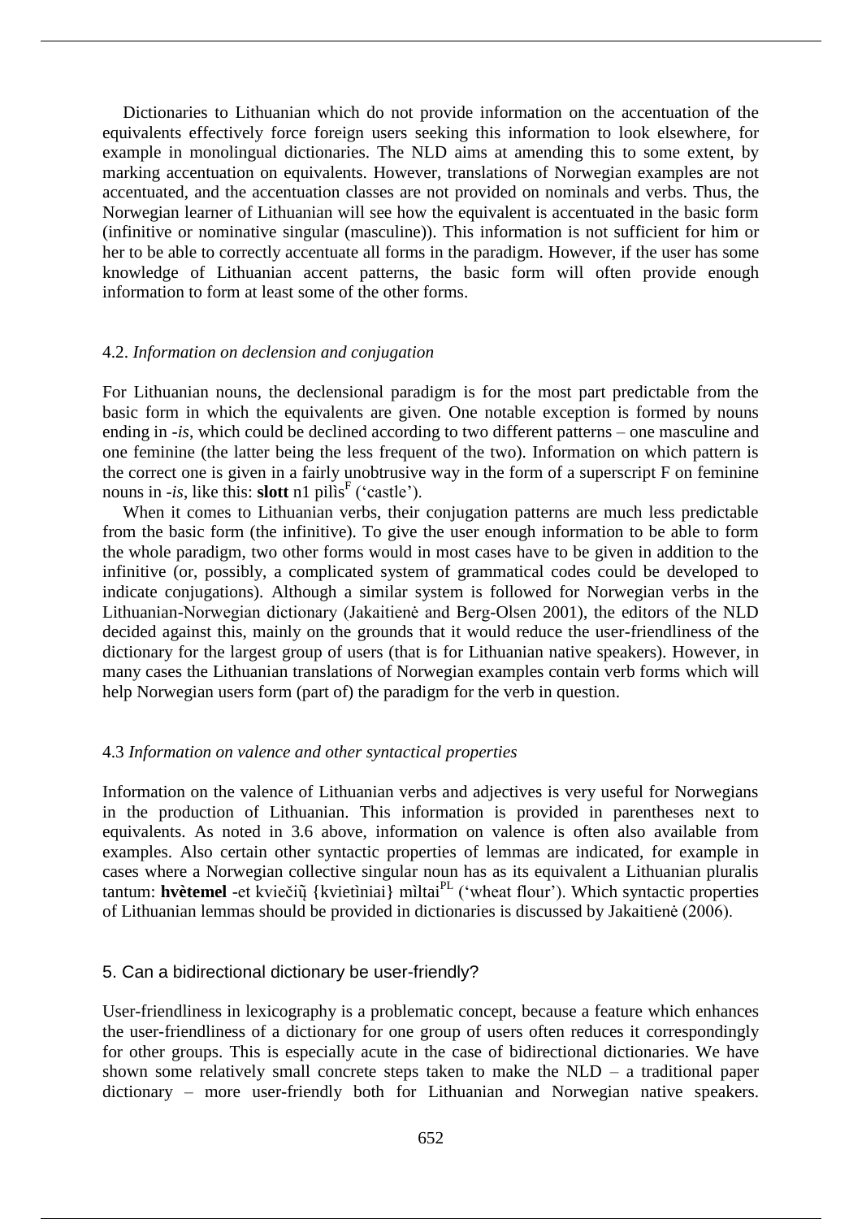Dictionaries to Lithuanian which do not provide information on the accentuation of the equivalents effectively force foreign users seeking this information to look elsewhere, for example in monolingual dictionaries. The NLD aims at amending this to some extent, by marking accentuation on equivalents. However, translations of Norwegian examples are not accentuated, and the accentuation classes are not provided on nominals and verbs. Thus, the Norwegian learner of Lithuanian will see how the equivalent is accentuated in the basic form (infinitive or nominative singular (masculine)). This information is not sufficient for him or her to be able to correctly accentuate all forms in the paradigm. However, if the user has some knowledge of Lithuanian accent patterns, the basic form will often provide enough information to form at least some of the other forms.

### 4.2. *Information on declension and conjugation*

For Lithuanian nouns, the declensional paradigm is for the most part predictable from the basic form in which the equivalents are given. One notable exception is formed by nouns ending in *-is*, which could be declined according to two different patterns – one masculine and one feminine (the latter being the less frequent of the two). Information on which pattern is the correct one is given in a fairly unobtrusive way in the form of a superscript F on feminine nouns in *-is*, like this: **slott** n1 pilìs$^{F}$ ('castle').

When it comes to Lithuanian verbs, their conjugation patterns are much less predictable from the basic form (the infinitive). To give the user enough information to be able to form the whole paradigm, two other forms would in most cases have to be given in addition to the infinitive (or, possibly, a complicated system of grammatical codes could be developed to indicate conjugations). Although a similar system is followed for Norwegian verbs in the Lithuanian-Norwegian dictionary (Jakaitienė and Berg-Olsen 2001), the editors of the NLD decided against this, mainly on the grounds that it would reduce the user-friendliness of the dictionary for the largest group of users (that is for Lithuanian native speakers). However, in many cases the Lithuanian translations of Norwegian examples contain verb forms which will help Norwegian users form (part of) the paradigm for the verb in question.

### 4.3 *Information on valence and other syntactical properties*

Information on the valence of Lithuanian verbs and adjectives is very useful for Norwegians in the production of Lithuanian. This information is provided in parentheses next to equivalents. As noted in 3.6 above, information on valence is often also available from examples. Also certain other syntactic properties of lemmas are indicated, for example in cases where a Norwegian collective singular noun has as its equivalent a Lithuanian pluralis tantum: **hvètemel** -et kviečių̃ {kvietìniai} mìltai$^{PL}$ ('wheat flour'). Which syntactic properties of Lithuanian lemmas should be provided in dictionaries is discussed by Jakaitienė (2006).

## 5. Can a bidirectional dictionary be user-friendly?

User-friendliness in lexicography is a problematic concept, because a feature which enhances the user-friendliness of a dictionary for one group of users often reduces it correspondingly for other groups. This is especially acute in the case of bidirectional dictionaries. We have shown some relatively small concrete steps taken to make the NLD – a traditional paper dictionary – more user-friendly both for Lithuanian and Norwegian native speakers.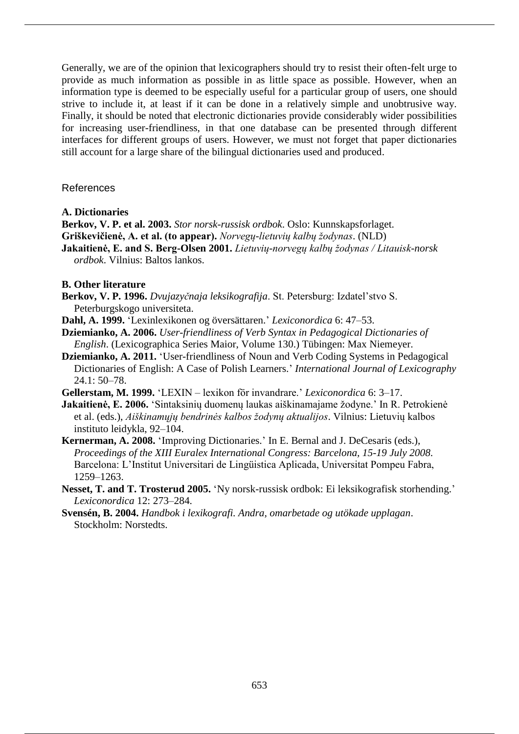Generally, we are of the opinion that lexicographers should try to resist their often-felt urge to provide as much information as possible in as little space as possible. However, when an information type is deemed to be especially useful for a particular group of users, one should strive to include it, at least if it can be done in a relatively simple and unobtrusive way. Finally, it should be noted that electronic dictionaries provide considerably wider possibilities for increasing user-friendliness, in that one database can be presented through different interfaces for different groups of users. However, we must not forget that paper dictionaries still account for a large share of the bilingual dictionaries used and produced.

## References

### A. Dictionaries

**Berkov, V. P. et al. 2003.** *Stor norsk-russisk ordbok*. Oslo: Kunnskapsforlaget.

**Griškevičienė, A. et al. (to appear).** *Norvegų-lietuvių kalbų žodynas*. (NLD)

**Jakaitienė, E. and S. Berg-Olsen 2001.** *Lietuvių-norvegų kalbų žodynas / Litauisk-norsk ordbok*. Vilnius: Baltos lankos.

### B. Other literature

**Berkov, V. P. 1996.** *Dvujazyčnaja leksikografija*. St. Petersburg: Izdatel'stvo S. Peterburgskogo universiteta.

**Dahl, A. 1999.** 'Lexinlexikonen og översättaren.' *Lexiconordica* 6: 47–53.

**Dziemianko, A. 2006.** *User-friendliness of Verb Syntax in Pedagogical Dictionaries of English*. (Lexicographica Series Maior, Volume 130.) Tübingen: Max Niemeyer.

**Dziemianko, A. 2011.** 'User-friendliness of Noun and Verb Coding Systems in Pedagogical Dictionaries of English: A Case of Polish Learners.' *International Journal of Lexicography* 24.1: 50–78.

**Gellerstam, M. 1999.** 'LEXIN – lexikon för invandrare.' *Lexiconordica* 6: 3–17.

**Jakaitienė, E. 2006.** 'Sintaksinių duomenų laukas aiškinamajame žodyne.' In R. Petrokienė et al. (eds.), *Aiškinamųjų bendrinės kalbos žodynų aktualijos*. Vilnius: Lietuvių kalbos instituto leidykla, 92–104.

**Kernerman, A. 2008.** 'Improving Dictionaries.' In E. Bernal and J. DeCesaris (eds.), *Proceedings of the XIII Euralex International Congress: Barcelona, 15-19 July 2008*. Barcelona: L'Institut Universitari de Lingüistica Aplicada, Universitat Pompeu Fabra, 1259–1263.

**Nesset, T. and T. Trosterud 2005.** 'Ny norsk-russisk ordbok: Ei leksikografisk storhending.' *Lexiconordica* 12: 273–284.

**Svensén, B. 2004.** *Handbok i lexikografi. Andra, omarbetade og utökade upplagan*. Stockholm: Norstedts.